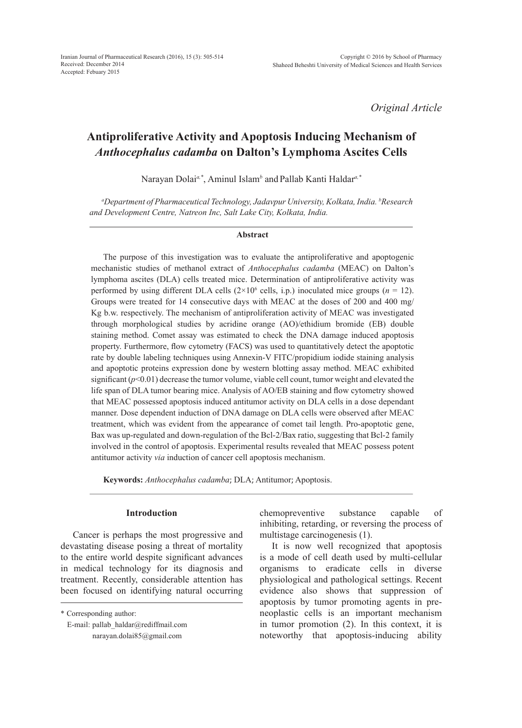Received: December 2014
Accepted: Febuary 2015

*Original Article*

# Antiproliferative Activity and Apoptosis Inducing Mechanism of *Anthocephalus cadamba* on Dalton's Lymphoma Ascites Cells

Narayan Dolai[a,*], Aminul Islam[b] and Pallab Kanti Haldar[a,*]

[a]*Department of Pharmaceutical Technology, Jadavpur University, Kolkata, India.* [b]*Research and Development Centre, Natreon Inc, Salt Lake City, Kolkata, India.*

### Abstract

The purpose of this investigation was to evaluate the antiproliferative and apoptogenic mechanistic studies of methanol extract of *Anthocephalus cadamba* (MEAC) on Dalton's lymphoma ascites (DLA) cells treated mice. Determination of antiproliferative activity was performed by using different DLA cells ($2×10^6$ cells, i.p.) inoculated mice groups (*n* = 12). Groups were treated for 14 consecutive days with MEAC at the doses of 200 and 400 mg/Kg b.w. respectively. The mechanism of antiproliferation activity of MEAC was investigated through morphological studies by acridine orange (AO)/ethidium bromide (EB) double staining method. Comet assay was estimated to check the DNA damage induced apoptosis property. Furthermore, flow cytometry (FACS) was used to quantitatively detect the apoptotic rate by double labeling techniques using Annexin-V FITC/propidium iodide staining analysis and apoptotic proteins expression done by western blotting assay method. MEAC exhibited significant ($p$<0.01) decrease the tumor volume, viable cell count, tumor weight and elevated the life span of DLA tumor bearing mice. Analysis of AO/EB staining and flow cytometry showed that MEAC possessed apoptosis induced antitumor activity on DLA cells in a dose dependant manner. Dose dependent induction of DNA damage on DLA cells were observed after MEAC treatment, which was evident from the appearance of comet tail length. Pro-apoptotic gene, Bax was up-regulated and down-regulation of the Bcl-2/Bax ratio, suggesting that Bcl-2 family involved in the control of apoptosis. Experimental results revealed that MEAC possess potent antitumor activity *via* induction of cancer cell apoptosis mechanism.

**Keywords:** *Anthocephalus cadamba*; DLA; Antitumor; Apoptosis.

## Introduction

Cancer is perhaps the most progressive and devastating disease posing a threat of mortality to the entire world despite significant advances in medical technology for its diagnosis and treatment. Recently, considerable attention has been focused on identifying natural occurring chemopreventive substance capable of inhibiting, retarding, or reversing the process of multistage carcinogenesis (1).

It is now well recognized that apoptosis is a mode of cell death used by multi-cellular organisms to eradicate cells in diverse physiological and pathological settings. Recent evidence also shows that suppression of apoptosis by tumor promoting agents in pre-neoplastic cells is an important mechanism in tumor promotion (2). In this context, it is noteworthy that apoptosis-inducing ability

\* Corresponding author:
E-mail: pallab_haldar@rediffmail.com
narayan.dolai85@gmail.com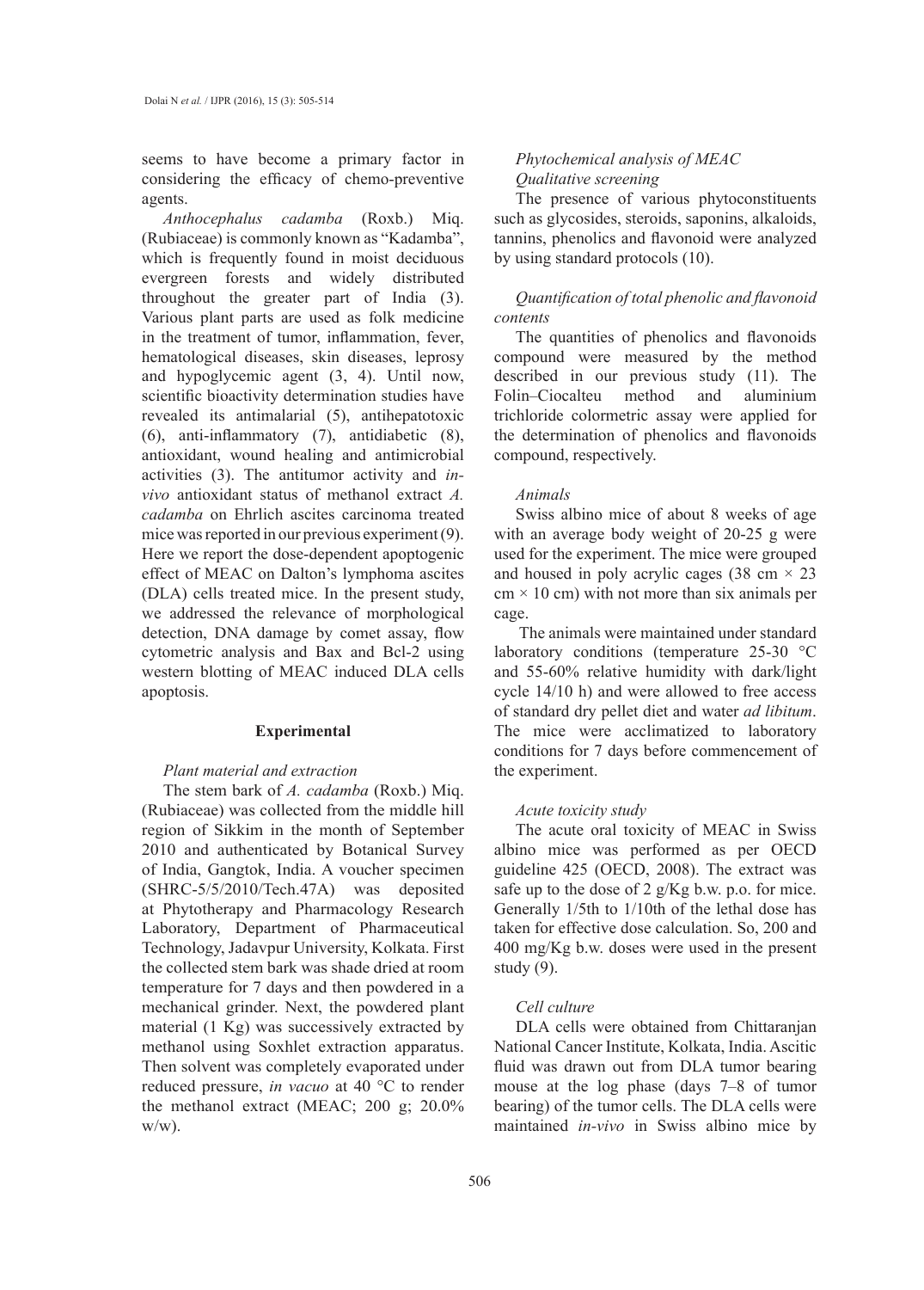seems to have become a primary factor in considering the efficacy of chemo-preventive agents.

*Anthocephalus cadamba* (Roxb.) Miq. (Rubiaceae) is commonly known as "Kadamba", which is frequently found in moist deciduous evergreen forests and widely distributed throughout the greater part of India (3). Various plant parts are used as folk medicine in the treatment of tumor, inflammation, fever, hematological diseases, skin diseases, leprosy and hypoglycemic agent (3, 4). Until now, scientific bioactivity determination studies have revealed its antimalarial (5), antihepatotoxic (6), anti-inflammatory (7), antidiabetic (8), antioxidant, wound healing and antimicrobial activities (3). The antitumor activity and *in-vivo* antioxidant status of methanol extract *A. cadamba* on Ehrlich ascites carcinoma treated mice was reported in our previous experiment (9). Here we report the dose-dependent apoptogenic effect of MEAC on Dalton's lymphoma ascites (DLA) cells treated mice. In the present study, we addressed the relevance of morphological detection, DNA damage by comet assay, flow cytometric analysis and Bax and Bcl-2 using western blotting of MEAC induced DLA cells apoptosis.

## Experimental

### *Plant material and extraction*

The stem bark of *A. cadamba* (Roxb.) Miq. (Rubiaceae) was collected from the middle hill region of Sikkim in the month of September 2010 and authenticated by Botanical Survey of India, Gangtok, India. A voucher specimen (SHRC-5/5/2010/Tech.47A) was deposited at Phytotherapy and Pharmacology Research Laboratory, Department of Pharmaceutical Technology, Jadavpur University, Kolkata. First the collected stem bark was shade dried at room temperature for 7 days and then powdered in a mechanical grinder. Next, the powdered plant material (1 Kg) was successively extracted by methanol using Soxhlet extraction apparatus. Then solvent was completely evaporated under reduced pressure, *in vacuo* at 40 °C to render the methanol extract (MEAC; 200 g; 20.0% w/w).

### *Phytochemical analysis of MEAC*

#### *Qualitative screening*

The presence of various phytoconstituents such as glycosides, steroids, saponins, alkaloids, tannins, phenolics and flavonoid were analyzed by using standard protocols (10).

#### *Quantification of total phenolic and flavonoid contents*

The quantities of phenolics and flavonoids compound were measured by the method described in our previous study (11). The Folin–Ciocalteu method and aluminium trichloride colormetric assay were applied for the determination of phenolics and flavonoids compound, respectively.

### *Animals*

Swiss albino mice of about 8 weeks of age with an average body weight of 20-25 g were used for the experiment. The mice were grouped and housed in poly acrylic cages (38 cm × 23 cm × 10 cm) with not more than six animals per cage.

The animals were maintained under standard laboratory conditions (temperature 25-30 °C and 55-60% relative humidity with dark/light cycle 14/10 h) and were allowed to free access of standard dry pellet diet and water *ad libitum*. The mice were acclimatized to laboratory conditions for 7 days before commencement of the experiment.

### *Acute toxicity study*

The acute oral toxicity of MEAC in Swiss albino mice was performed as per OECD guideline 425 (OECD, 2008). The extract was safe up to the dose of 2 g/Kg b.w. p.o. for mice. Generally 1/5th to 1/10th of the lethal dose has taken for effective dose calculation. So, 200 and 400 mg/Kg b.w. doses were used in the present study (9).

### *Cell culture*

DLA cells were obtained from Chittaranjan National Cancer Institute, Kolkata, India. Ascitic fluid was drawn out from DLA tumor bearing mouse at the log phase (days 7–8 of tumor bearing) of the tumor cells. The DLA cells were maintained *in-vivo* in Swiss albino mice by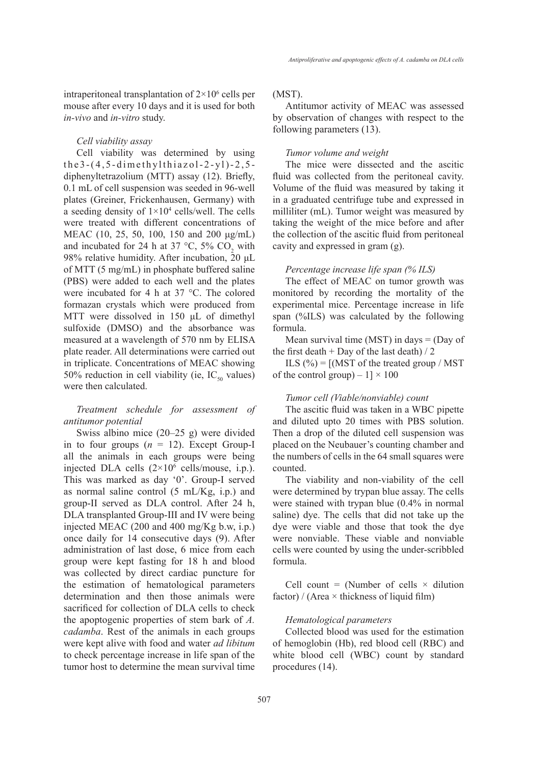intraperitoneal transplantation of $2\times10^6$ cells per mouse after every 10 days and it is used for both *in-vivo* and *in-vitro* study.

### *Cell viability assay*

Cell viability was determined by using the3-(4,5-dimethylthiazol-2-yl)-2,5-diphenyltetrazolium (MTT) assay (12). Briefly, 0.1 mL of cell suspension was seeded in 96-well plates (Greiner, Frickenhausen, Germany) with a seeding density of $1\times10^4$ cells/well. The cells were treated with different concentrations of MEAC (10, 25, 50, 100, 150 and 200 μg/mL) and incubated for 24 h at 37 °C, 5% $CO_2$ with 98% relative humidity. After incubation, 20 μL of MTT (5 mg/mL) in phosphate buffered saline (PBS) were added to each well and the plates were incubated for 4 h at 37 °C. The colored formazan crystals which were produced from MTT were dissolved in 150 μL of dimethyl sulfoxide (DMSO) and the absorbance was measured at a wavelength of 570 nm by ELISA plate reader. All determinations were carried out in triplicate. Concentrations of MEAC showing 50% reduction in cell viability (ie, $IC_{50}$ values) were then calculated.

### *Treatment schedule for assessment of antitumor potential*

Swiss albino mice (20–25 g) were divided in to four groups ($n$ = 12). Except Group-I all the animals in each groups were being injected DLA cells ($2\times10^6$ cells/mouse, i.p.). This was marked as day '0'. Group-I served as normal saline control (5 mL/Kg, i.p.) and group-II served as DLA control. After 24 h, DLA transplanted Group-III and IV were being injected MEAC (200 and 400 mg/Kg b.w, i.p.) once daily for 14 consecutive days (9). After administration of last dose, 6 mice from each group were kept fasting for 18 h and blood was collected by direct cardiac puncture for the estimation of hematological parameters determination and then those animals were sacrificed for collection of DLA cells to check the apoptogenic properties of stem bark of *A. cadamba*. Rest of the animals in each groups were kept alive with food and water *ad libitum* to check percentage increase in life span of the tumor host to determine the mean survival time (MST).

Antitumor activity of MEAC was assessed by observation of changes with respect to the following parameters (13).

### *Tumor volume and weight*

The mice were dissected and the ascitic fluid was collected from the peritoneal cavity. Volume of the fluid was measured by taking it in a graduated centrifuge tube and expressed in milliliter (mL). Tumor weight was measured by taking the weight of the mice before and after the collection of the ascitic fluid from peritoneal cavity and expressed in gram (g).

### *Percentage increase life span (% ILS)*

The effect of MEAC on tumor growth was monitored by recording the mortality of the experimental mice. Percentage increase in life span (%ILS) was calculated by the following formula.

Mean survival time (MST) in days = (Day of the first death + Day of the last death) / 2

ILS (%) = [(MST of the treated group / MST of the control group) – 1] × 100

### *Tumor cell (Viable/nonviable) count*

The ascitic fluid was taken in a WBC pipette and diluted upto 20 times with PBS solution. Then a drop of the diluted cell suspension was placed on the Neubauer's counting chamber and the numbers of cells in the 64 small squares were counted.

The viability and non-viability of the cell were determined by trypan blue assay. The cells were stained with trypan blue (0.4% in normal saline) dye. The cells that did not take up the dye were viable and those that took the dye were nonviable. These viable and nonviable cells were counted by using the under-scribbled formula.

Cell count = (Number of cells × dilution factor) / (Area × thickness of liquid film)

### *Hematological parameters*

Collected blood was used for the estimation of hemoglobin (Hb), red blood cell (RBC) and white blood cell (WBC) count by standard procedures (14).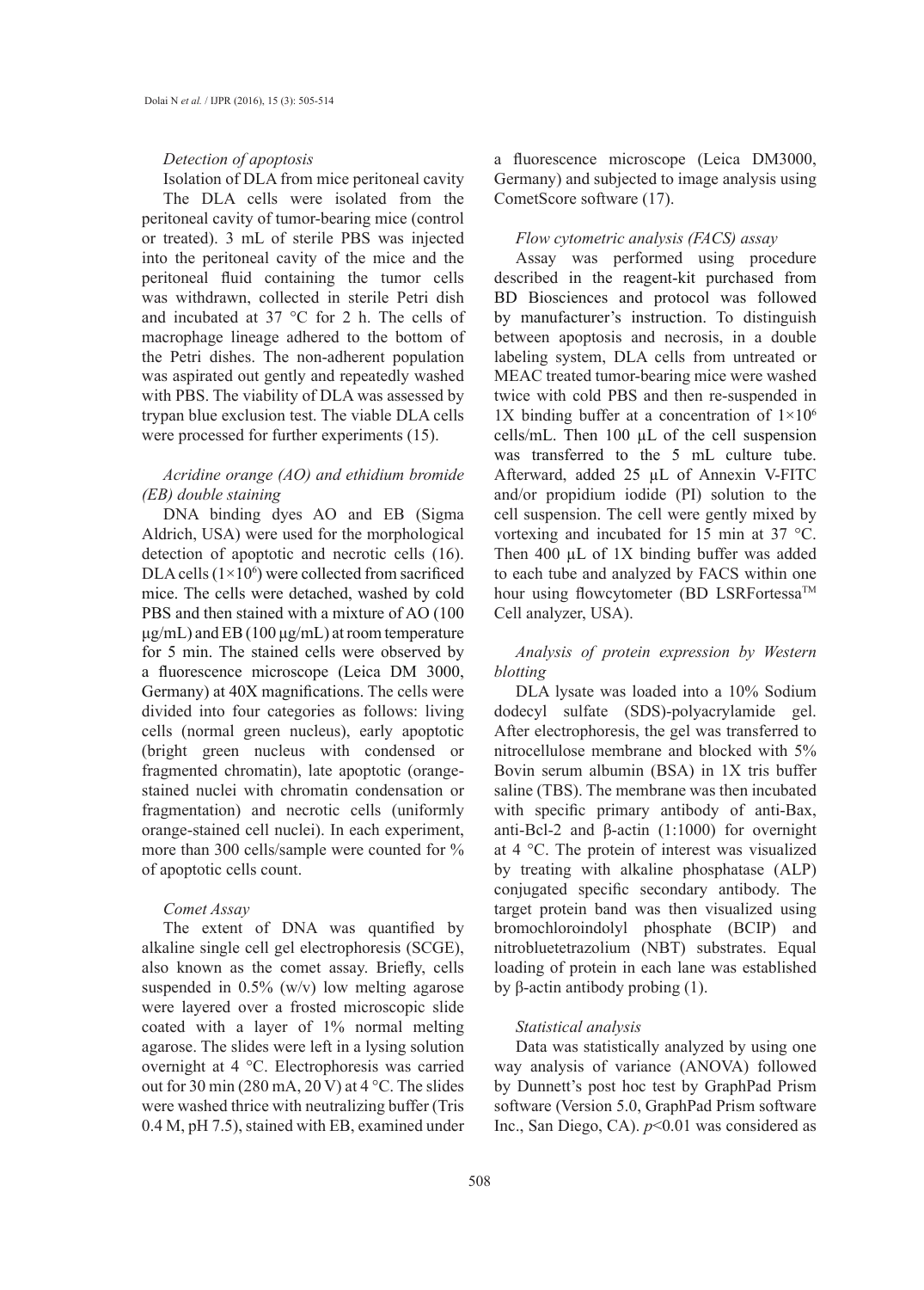*Detection of apoptosis*

Isolation of DLA from mice peritoneal cavity

The DLA cells were isolated from the peritoneal cavity of tumor-bearing mice (control or treated). 3 mL of sterile PBS was injected into the peritoneal cavity of the mice and the peritoneal fluid containing the tumor cells was withdrawn, collected in sterile Petri dish and incubated at 37 °C for 2 h. The cells of macrophage lineage adhered to the bottom of the Petri dishes. The non-adherent population was aspirated out gently and repeatedly washed with PBS. The viability of DLA was assessed by trypan blue exclusion test. The viable DLA cells were processed for further experiments (15).

*Acridine orange (AO) and ethidium bromide (EB) double staining*

DNA binding dyes AO and EB (Sigma Aldrich, USA) were used for the morphological detection of apoptotic and necrotic cells (16). DLA cells ($1 \times 10^6$) were collected from sacrificed mice. The cells were detached, washed by cold PBS and then stained with a mixture of AO (100 µg/mL) and EB (100 µg/mL) at room temperature for 5 min. The stained cells were observed by a fluorescence microscope (Leica DM 3000, Germany) at 40X magnifications. The cells were divided into four categories as follows: living cells (normal green nucleus), early apoptotic (bright green nucleus with condensed or fragmented chromatin), late apoptotic (orange-stained nuclei with chromatin condensation or fragmentation) and necrotic cells (uniformly orange-stained cell nuclei). In each experiment, more than 300 cells/sample were counted for % of apoptotic cells count.

*Comet Assay*

The extent of DNA was quantified by alkaline single cell gel electrophoresis (SCGE), also known as the comet assay. Briefly, cells suspended in 0.5% (w/v) low melting agarose were layered over a frosted microscopic slide coated with a layer of 1% normal melting agarose. The slides were left in a lysing solution overnight at 4 °C. Electrophoresis was carried out for 30 min (280 mA, 20 V) at 4 °C. The slides were washed thrice with neutralizing buffer (Tris 0.4 M, pH 7.5), stained with EB, examined under a fluorescence microscope (Leica DM3000, Germany) and subjected to image analysis using CometScore software (17).

*Flow cytometric analysis (FACS) assay*

Assay was performed using procedure described in the reagent-kit purchased from BD Biosciences and protocol was followed by manufacturer's instruction. To distinguish between apoptosis and necrosis, in a double labeling system, DLA cells from untreated or MEAC treated tumor-bearing mice were washed twice with cold PBS and then re-suspended in 1X binding buffer at a concentration of $1 \times 10^6$ cells/mL. Then 100 µL of the cell suspension was transferred to the 5 mL culture tube. Afterward, added 25 µL of Annexin V-FITC and/or propidium iodide (PI) solution to the cell suspension. The cell were gently mixed by vortexing and incubated for 15 min at 37 °C. Then 400 µL of 1X binding buffer was added to each tube and analyzed by FACS within one hour using flowcytometer (BD LSRFortessa™ Cell analyzer, USA).

*Analysis of protein expression by Western blotting*

DLA lysate was loaded into a 10% Sodium dodecyl sulfate (SDS)-polyacrylamide gel. After electrophoresis, the gel was transferred to nitrocellulose membrane and blocked with 5% Bovin serum albumin (BSA) in 1X tris buffer saline (TBS). The membrane was then incubated with specific primary antibody of anti-Bax, anti-Bcl-2 and β-actin (1:1000) for overnight at 4 °C. The protein of interest was visualized by treating with alkaline phosphatase (ALP) conjugated specific secondary antibody. The target protein band was then visualized using bromochloroindolyl phosphate (BCIP) and nitrobluetetrazolium (NBT) substrates. Equal loading of protein in each lane was established by β-actin antibody probing (1).

*Statistical analysis*

Data was statistically analyzed by using one way analysis of variance (ANOVA) followed by Dunnett's post hoc test by GraphPad Prism software (Version 5.0, GraphPad Prism software Inc., San Diego, CA). $p<0.01$ was considered as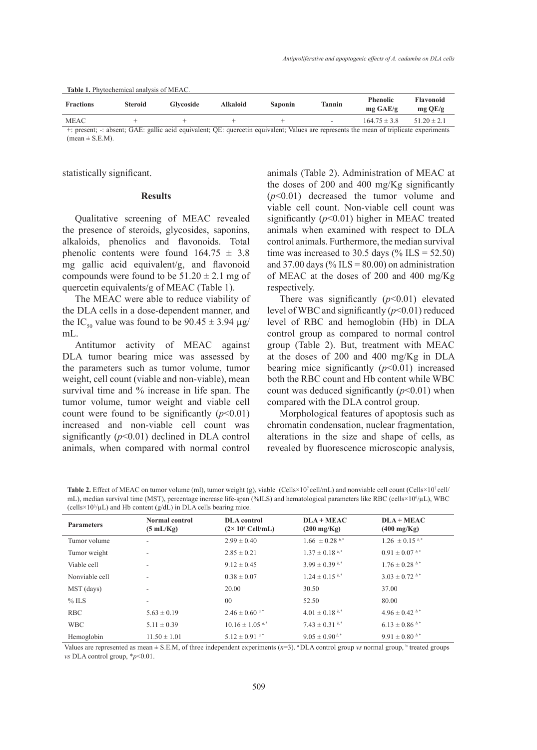**Table 1.** Phytochemical analysis of MEAC.

| Fractions | Steroid | Glycoside | Alkaloid | Saponin | Tannin | Phenolic mg GAE/g | Flavonoid mg QE/g |
|---|---|---|---|---|---|---|---|
| MEAC | + | + | + | + | - | 164.75 ± 3.8 | 51.20 ± 2.1 |

+: present; -: absent; GAE: gallic acid equivalent; QE: quercetin equivalent; Values are represents the mean of triplicate experiments (mean ± S.E.M).

statistically significant.

## Results

Qualitative screening of MEAC revealed the presence of steroids, glycosides, saponins, alkaloids, phenolics and flavonoids. Total phenolic contents were found 164.75 ± 3.8 mg gallic acid equivalent/g, and flavonoid compounds were found to be 51.20 ± 2.1 mg of quercetin equivalents/g of MEAC (Table 1).

The MEAC were able to reduce viability of the DLA cells in a dose-dependent manner, and the $IC_{50}$ value was found to be 90.45 ± 3.94 µg/mL.

Antitumor activity of MEAC against DLA tumor bearing mice was assessed by the parameters such as tumor volume, tumor weight, cell count (viable and non-viable), mean survival time and % increase in life span. The tumor volume, tumor weight and viable cell count were found to be significantly ($p<0.01$) increased and non-viable cell count was significantly ($p<0.01$) declined in DLA control animals, when compared with normal control animals (Table 2). Administration of MEAC at the doses of 200 and 400 mg/Kg significantly ($p<0.01$) decreased the tumor volume and viable cell count. Non-viable cell count was significantly ($p<0.01$) higher in MEAC treated animals when examined with respect to DLA control animals. Furthermore, the median survival time was increased to 30.5 days (% ILS = 52.50) and 37.00 days (% ILS = 80.00) on administration of MEAC at the doses of 200 and 400 mg/Kg respectively.

There was significantly ($p<0.01$) elevated level of WBC and significantly ($p<0.01$) reduced level of RBC and hemoglobin (Hb) in DLA control group as compared to normal control group (Table 2). But, treatment with MEAC at the doses of 200 and 400 mg/Kg in DLA bearing mice significantly ($p<0.01$) increased both the RBC count and Hb content while WBC count was deduced significantly ($p<0.01$) when compared with the DLA control group.

Morphological features of apoptosis such as chromatin condensation, nuclear fragmentation, alterations in the size and shape of cells, as revealed by fluorescence microscopic analysis,

**Table 2.** Effect of MEAC on tumor volume (ml), tumor weight (g), viable (Cells×$10^7$ cell/mL) and nonviable cell count (Cells×$10^7$ cell/mL), median survival time (MST), percentage increase life-span (%ILS) and hematological parameters like RBC (cells×$10^6$/µL), WBC (cells×$10^3$/µL) and Hb content (g/dL) in DLA cells bearing mice.

| Parameters | Normal control (5 mL/Kg) | DLA control (2× $10^6$ Cell/mL) | DLA + MEAC (200 mg/Kg) | DLA + MEAC (400 mg/Kg) |
|---|---|---|---|---|
| Tumor volume | - | 2.99 ± 0.40 | 1.66 ± 0.28 [b,*] | 1.26 ± 0.15 [b,*] |
| Tumor weight | - | 2.85 ± 0.21 | 1.37 ± 0.18 [b,*] | 0.91 ± 0.07 [b,*] |
| Viable cell | - | 9.12 ± 0.45 | 3.99 ± 0.39 [b,*] | 1.76 ± 0.28 [b,*] |
| Nonviable cell | - | 0.38 ± 0.07 | 1.24 ± 0.15 [b,*] | 3.03 ± 0.72 [b,*] |
| MST (days) | - | 20.00 | 30.50 | 37.00 |
| % ILS | - | 00 | 52.50 | 80.00 |
| RBC | 5.63 ± 0.19 | 2.46 ± 0.60 [a,*] | 4.01 ± 0.18 [b,*] | 4.96 ± 0.42 [b,*] |
| WBC | 5.11 ± 0.39 | 10.16 ± 1.05 [a,*] | 7.43 ± 0.31 [b,*] | 6.13 ± 0.86 [b,*] |
| Hemoglobin | 11.50 ± 1.01 | 5.12 ± 0.91 [a,*] | 9.05 ± 0.90 [b,*] | 9.91 ± 0.80 [b,*] |

Values are represented as mean ± S.E.M, of three independent experiments ($n=3$). [a] DLA control group *vs* normal group, [b] treated groups *vs* DLA control group, *$p<0.01$.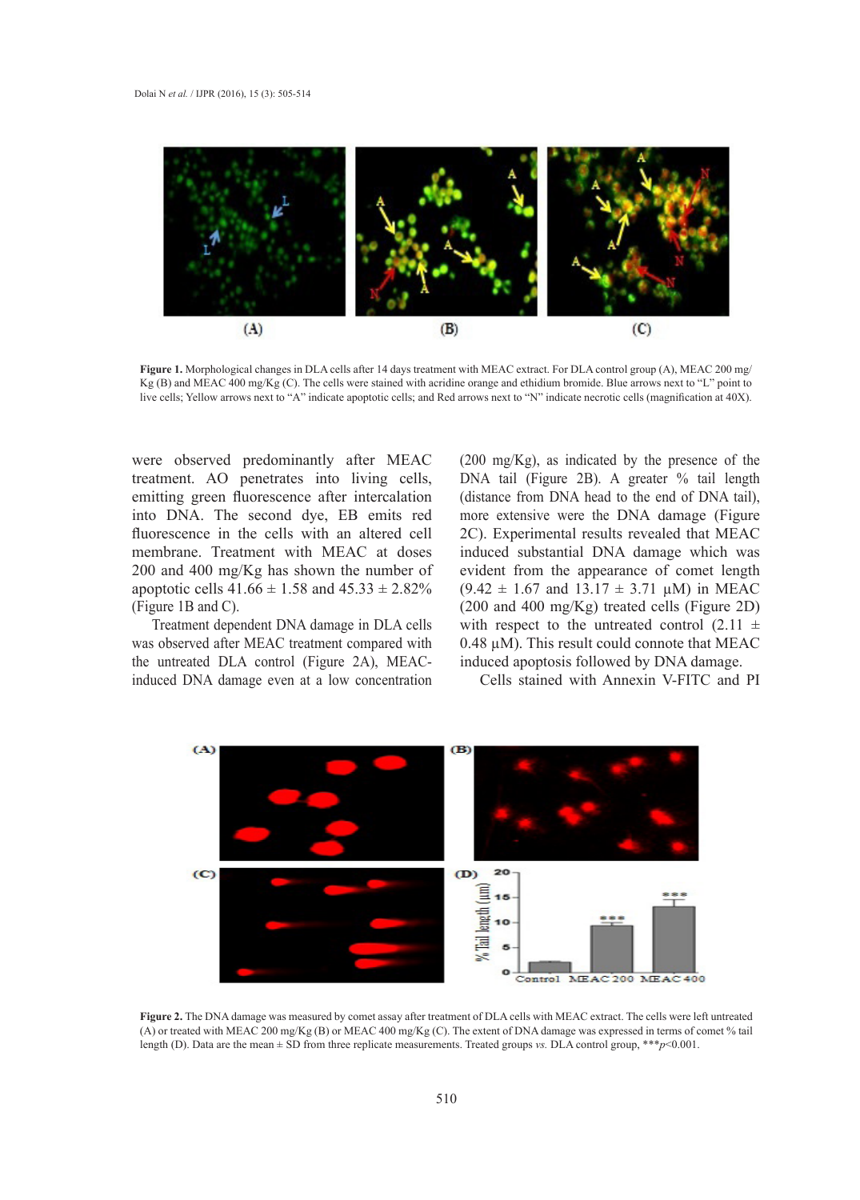Figure 1. Morphological changes in DLA cells after 14 days treatment with MEAC extract. For DLA control group (A), MEAC 200 mg/Kg (B) and MEAC 400 mg/Kg (C). The cells were stained with acridine orange and ethidium bromide. Blue arrows next to "L" point to live cells; Yellow arrows next to "A" indicate apoptotic cells; and Red arrows next to "N" indicate necrotic cells (magnification at 40X).

were observed predominantly after MEAC treatment. AO penetrates into living cells, emitting green fluorescence after intercalation into DNA. The second dye, EB emits red fluorescence in the cells with an altered cell membrane. Treatment with MEAC at doses 200 and 400 mg/Kg has shown the number of apoptotic cells 41.66 ± 1.58 and 45.33 ± 2.82% (Figure 1B and C).

Treatment dependent DNA damage in DLA cells was observed after MEAC treatment compared with the untreated DLA control (Figure 2A), MEAC-induced DNA damage even at a low concentration (200 mg/Kg), as indicated by the presence of the DNA tail (Figure 2B). A greater % tail length (distance from DNA head to the end of DNA tail), more extensive were the DNA damage (Figure 2C). Experimental results revealed that MEAC induced substantial DNA damage which was evident from the appearance of comet length (9.42 ± 1.67 and 13.17 ± 3.71 µM) in MEAC (200 and 400 mg/Kg) treated cells (Figure 2D) with respect to the untreated control (2.11 ± 0.48 µM). This result could connote that MEAC induced apoptosis followed by DNA damage.

Cells stained with Annexin V-FITC and PI

Figure 2. The DNA damage was measured by comet assay after treatment of DLA cells with MEAC extract. The cells were left untreated (A) or treated with MEAC 200 mg/Kg (B) or MEAC 400 mg/Kg (C). The extent of DNA damage was expressed in terms of comet % tail length (D). Data are the mean ± SD from three replicate measurements. Treated groups *vs.* DLA control group, ***$p$<0.001.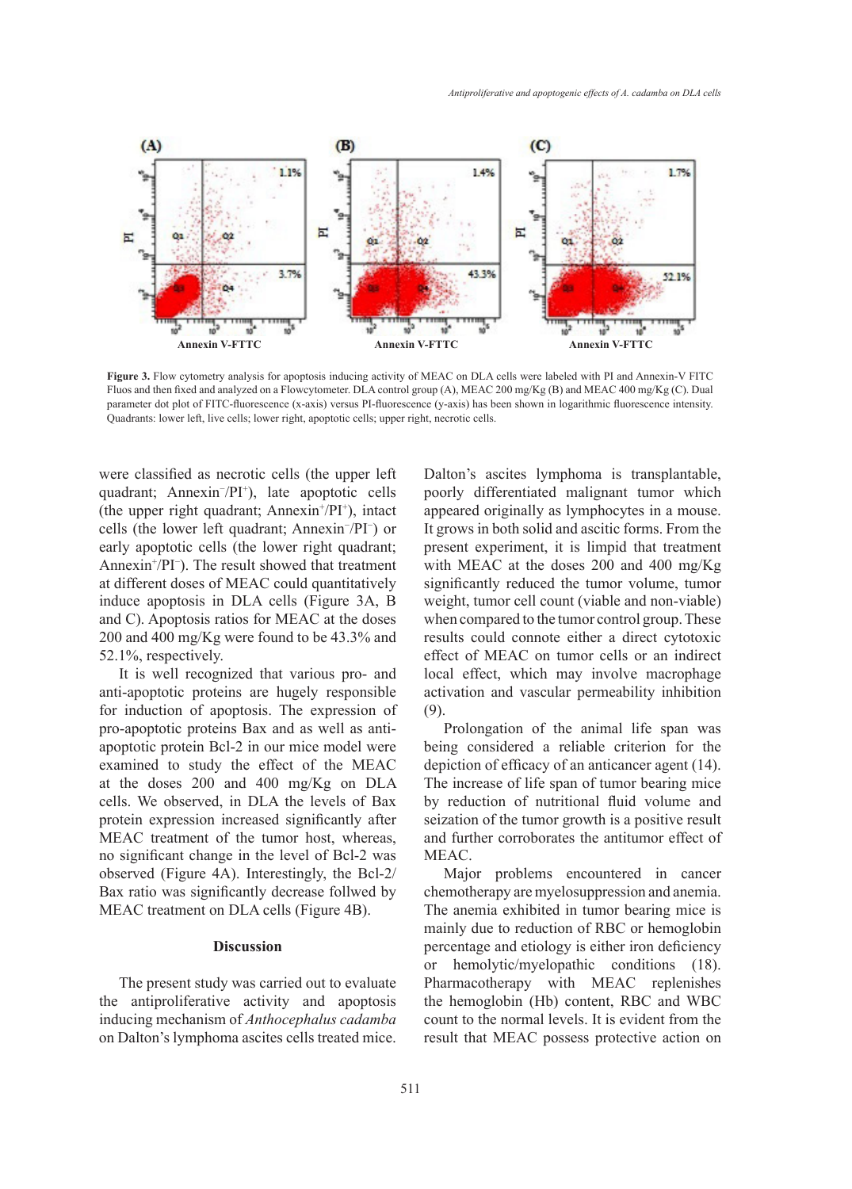**Figure 3.** Flow cytometry analysis for apoptosis inducing activity of MEAC on DLA cells were labeled with PI and Annexin-V FITC Fluos and then fixed and analyzed on a Flowcytometer. DLA control group (A), MEAC 200 mg/Kg (B) and MEAC 400 mg/Kg (C). Dual parameter dot plot of FITC-fluorescence (x-axis) versus PI-fluorescence (y-axis) has been shown in logarithmic fluorescence intensity. Quadrants: lower left, live cells; lower right, apoptotic cells; upper right, necrotic cells.

were classified as necrotic cells (the upper left quadrant; Annexin$^-$/PI$^+$), late apoptotic cells (the upper right quadrant; Annexin$^+$/PI$^+$), intact cells (the lower left quadrant; Annexin$^-$/PI$^-$) or early apoptotic cells (the lower right quadrant; Annexin$^+$/PI$^-$). The result showed that treatment at different doses of MEAC could quantitatively induce apoptosis in DLA cells (Figure 3A, B and C). Apoptosis ratios for MEAC at the doses 200 and 400 mg/Kg were found to be 43.3% and 52.1%, respectively.

It is well recognized that various pro- and anti-apoptotic proteins are hugely responsible for induction of apoptosis. The expression of pro-apoptotic proteins Bax and as well as anti-apoptotic protein Bcl-2 in our mice model were examined to study the effect of the MEAC at the doses 200 and 400 mg/Kg on DLA cells. We observed, in DLA the levels of Bax protein expression increased significantly after MEAC treatment of the tumor host, whereas, no significant change in the level of Bcl-2 was observed (Figure 4A). Interestingly, the Bcl-2/Bax ratio was significantly decrease follwed by MEAC treatment on DLA cells (Figure 4B).

## Discussion

The present study was carried out to evaluate the antiproliferative activity and apoptosis inducing mechanism of *Anthocephalus cadamba* on Dalton's lymphoma ascites cells treated mice. Dalton's ascites lymphoma is transplantable, poorly differentiated malignant tumor which appeared originally as lymphocytes in a mouse. It grows in both solid and ascitic forms. From the present experiment, it is limpid that treatment with MEAC at the doses 200 and 400 mg/Kg significantly reduced the tumor volume, tumor weight, tumor cell count (viable and non-viable) when compared to the tumor control group. These results could connote either a direct cytotoxic effect of MEAC on tumor cells or an indirect local effect, which may involve macrophage activation and vascular permeability inhibition (9).

Prolongation of the animal life span was being considered a reliable criterion for the depiction of efficacy of an anticancer agent (14). The increase of life span of tumor bearing mice by reduction of nutritional fluid volume and seization of the tumor growth is a positive result and further corroborates the antitumor effect of MEAC.

Major problems encountered in cancer chemotherapy are myelosuppression and anemia. The anemia exhibited in tumor bearing mice is mainly due to reduction of RBC or hemoglobin percentage and etiology is either iron deficiency or hemolytic/myelopathic conditions (18). Pharmacotherapy with MEAC replenishes the hemoglobin (Hb) content, RBC and WBC count to the normal levels. It is evident from the result that MEAC possess protective action on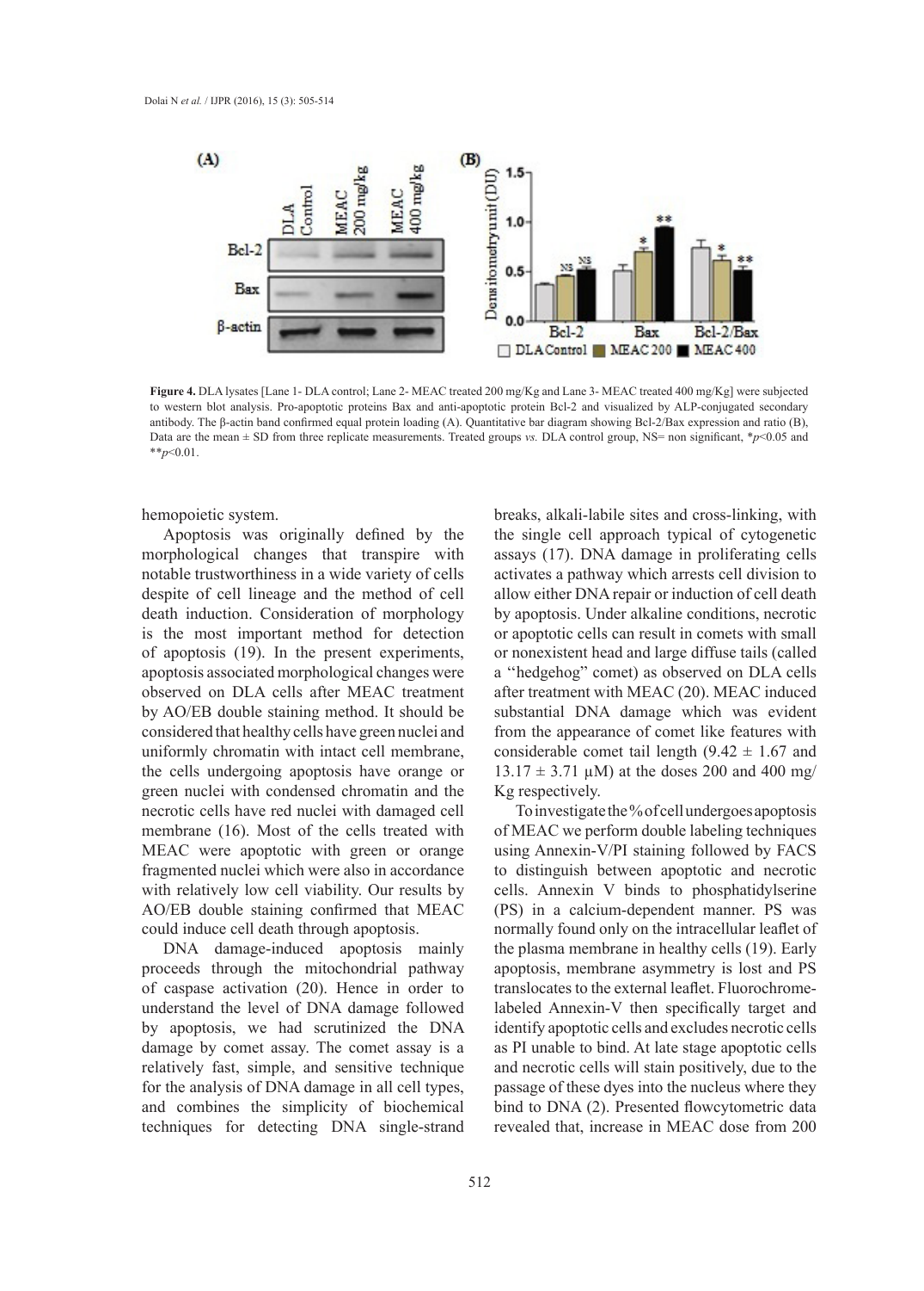**Figure 4.** DLA lysates [Lane 1- DLA control; Lane 2- MEAC treated 200 mg/Kg and Lane 3- MEAC treated 400 mg/Kg] were subjected to western blot analysis. Pro-apoptotic proteins Bax and anti-apoptotic protein Bcl-2 and visualized by ALP-conjugated secondary antibody. The β-actin band confirmed equal protein loading (A). Quantitative bar diagram showing Bcl-2/Bax expression and ratio (B), Data are the mean ± SD from three replicate measurements. Treated groups *vs.* DLA control group, NS= non significant, \*$p$<0.05 and \*\*$p$<0.01.

hemopoietic system.

Apoptosis was originally defined by the morphological changes that transpire with notable trustworthiness in a wide variety of cells despite of cell lineage and the method of cell death induction. Consideration of morphology is the most important method for detection of apoptosis (19). In the present experiments, apoptosis associated morphological changes were observed on DLA cells after MEAC treatment by AO/EB double staining method. It should be considered that healthy cells have green nuclei and uniformly chromatin with intact cell membrane, the cells undergoing apoptosis have orange or green nuclei with condensed chromatin and the necrotic cells have red nuclei with damaged cell membrane (16). Most of the cells treated with MEAC were apoptotic with green or orange fragmented nuclei which were also in accordance with relatively low cell viability. Our results by AO/EB double staining confirmed that MEAC could induce cell death through apoptosis.

DNA damage-induced apoptosis mainly proceeds through the mitochondrial pathway of caspase activation (20). Hence in order to understand the level of DNA damage followed by apoptosis, we had scrutinized the DNA damage by comet assay. The comet assay is a relatively fast, simple, and sensitive technique for the analysis of DNA damage in all cell types, and combines the simplicity of biochemical techniques for detecting DNA single-strand breaks, alkali-labile sites and cross-linking, with the single cell approach typical of cytogenetic assays (17). DNA damage in proliferating cells activates a pathway which arrests cell division to allow either DNA repair or induction of cell death by apoptosis. Under alkaline conditions, necrotic or apoptotic cells can result in comets with small or nonexistent head and large diffuse tails (called a ''hedgehog'' comet) as observed on DLA cells after treatment with MEAC (20). MEAC induced substantial DNA damage which was evident from the appearance of comet like features with considerable comet tail length (9.42 ± 1.67 and 13.17 ± 3.71 μM) at the doses 200 and 400 mg/Kg respectively.

To investigate the % of cell undergoes apoptosis of MEAC we perform double labeling techniques using Annexin-V/PI staining followed by FACS to distinguish between apoptotic and necrotic cells. Annexin V binds to phosphatidylserine (PS) in a calcium-dependent manner. PS was normally found only on the intracellular leaflet of the plasma membrane in healthy cells (19). Early apoptosis, membrane asymmetry is lost and PS translocates to the external leaflet. Fluorochrome-labeled Annexin-V then specifically target and identify apoptotic cells and excludes necrotic cells as PI unable to bind. At late stage apoptotic cells and necrotic cells will stain positively, due to the passage of these dyes into the nucleus where they bind to DNA (2). Presented flowcytometric data revealed that, increase in MEAC dose from 200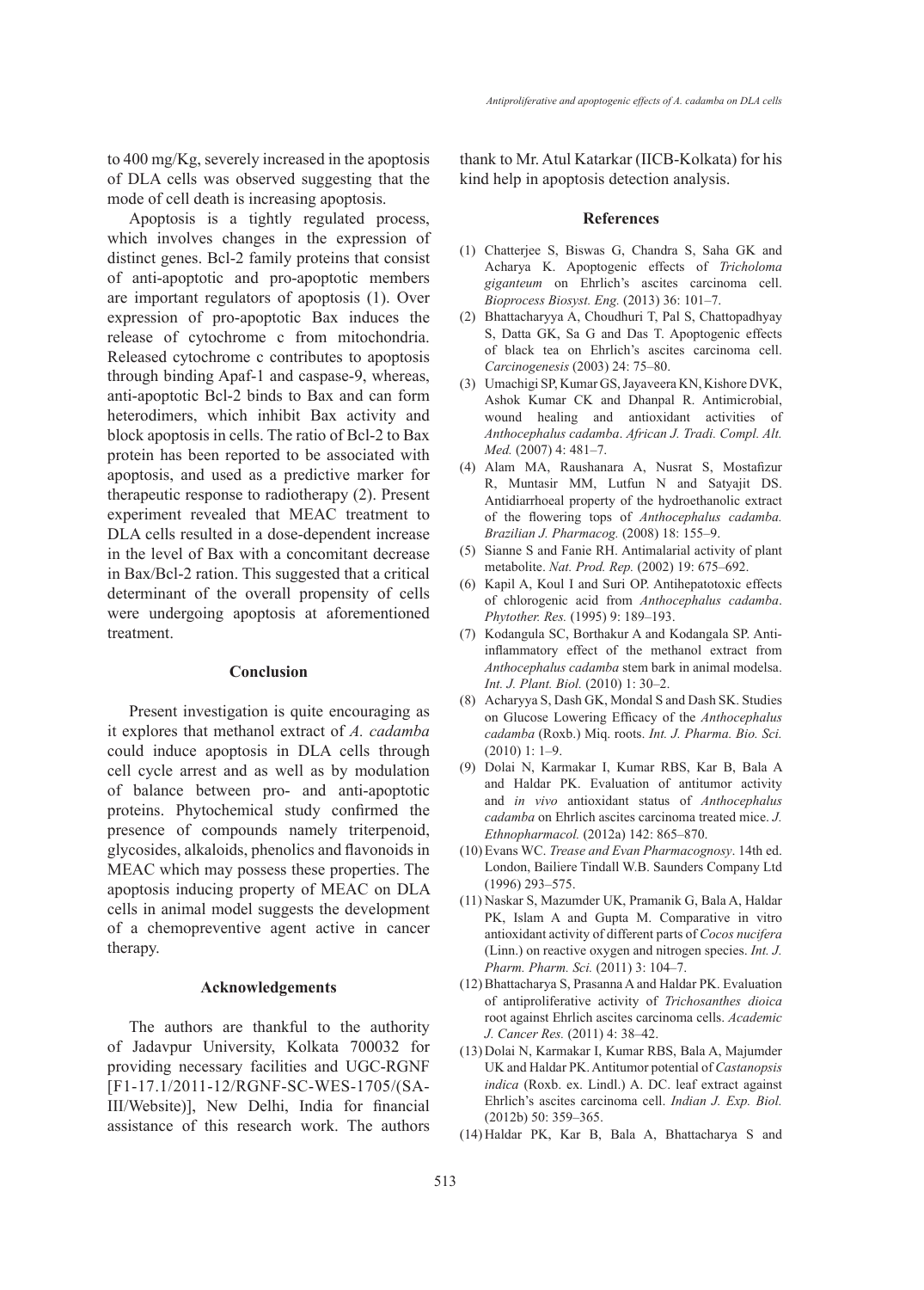to 400 mg/Kg, severely increased in the apoptosis of DLA cells was observed suggesting that the mode of cell death is increasing apoptosis.

Apoptosis is a tightly regulated process, which involves changes in the expression of distinct genes. Bcl-2 family proteins that consist of anti-apoptotic and pro-apoptotic members are important regulators of apoptosis (1). Over expression of pro-apoptotic Bax induces the release of cytochrome c from mitochondria. Released cytochrome c contributes to apoptosis through binding Apaf-1 and caspase-9, whereas, anti-apoptotic Bcl-2 binds to Bax and can form heterodimers, which inhibit Bax activity and block apoptosis in cells. The ratio of Bcl-2 to Bax protein has been reported to be associated with apoptosis, and used as a predictive marker for therapeutic response to radiotherapy (2). Present experiment revealed that MEAC treatment to DLA cells resulted in a dose-dependent increase in the level of Bax with a concomitant decrease in Bax/Bcl-2 ration. This suggested that a critical determinant of the overall propensity of cells were undergoing apoptosis at aforementioned treatment.

## Conclusion

Present investigation is quite encouraging as it explores that methanol extract of *A. cadamba* could induce apoptosis in DLA cells through cell cycle arrest and as well as by modulation of balance between pro- and anti-apoptotic proteins. Phytochemical study confirmed the presence of compounds namely triterpenoid, glycosides, alkaloids, phenolics and flavonoids in MEAC which may possess these properties. The apoptosis inducing property of MEAC on DLA cells in animal model suggests the development of a chemopreventive agent active in cancer therapy.

## Acknowledgements

The authors are thankful to the authority of Jadavpur University, Kolkata 700032 for providing necessary facilities and UGC-RGNF [F1-17.1/2011-12/RGNF-SC-WES-1705/(SA-III/Website)], New Delhi, India for financial assistance of this research work. The authors thank to Mr. Atul Katarkar (IICB-Kolkata) for his kind help in apoptosis detection analysis.

## References

(1) Chatterjee S, Biswas G, Chandra S, Saha GK and Acharya K. Apoptogenic effects of *Tricholoma giganteum* on Ehrlich's ascites carcinoma cell. *Bioprocess Biosyst. Eng.* (2013) 36: 101–7.

(2) Bhattacharyya A, Choudhuri T, Pal S, Chattopadhyay S, Datta GK, Sa G and Das T. Apoptogenic effects of black tea on Ehrlich's ascites carcinoma cell. *Carcinogenesis* (2003) 24: 75–80.

(3) Umachigi SP, Kumar GS, Jayaveera KN, Kishore DVK, Ashok Kumar CK and Dhanpal R. Antimicrobial, wound healing and antioxidant activities of *Anthocephalus cadamba*. *African J. Tradi. Compl. Alt. Med.* (2007) 4: 481–7.

(4) Alam MA, Raushanara A, Nusrat S, Mostafizur R, Muntasir MM, Lutfun N and Satyajit DS. Antidiarrhoeal property of the hydroethanolic extract of the flowering tops of *Anthocephalus cadamba. Brazilian J. Pharmacog.* (2008) 18: 155–9.

(5) Sianne S and Fanie RH. Antimalarial activity of plant metabolite. *Nat. Prod. Rep.* (2002) 19: 675–692.

(6) Kapil A, Koul I and Suri OP. Antihepatotoxic effects of chlorogenic acid from *Anthocephalus cadamba*. *Phytother. Res.* (1995) 9: 189–193.

(7) Kodangula SC, Borthakur A and Kodangala SP. Anti-inflammatory effect of the methanol extract from *Anthocephalus cadamba* stem bark in animal modelsa. *Int. J. Plant. Biol.* (2010) 1: 30–2.

(8) Acharyya S, Dash GK, Mondal S and Dash SK. Studies on Glucose Lowering Efficacy of the *Anthocephalus cadamba* (Roxb.) Miq. roots. *Int. J. Pharma. Bio. Sci.* (2010) 1: 1–9.

(9) Dolai N, Karmakar I, Kumar RBS, Kar B, Bala A and Haldar PK. Evaluation of antitumor activity and *in vivo* antioxidant status of *Anthocephalus cadamba* on Ehrlich ascites carcinoma treated mice. *J. Ethnopharmacol.* (2012a) 142: 865–870.

(10) Evans WC. *Trease and Evan Pharmacognosy*. 14th ed. London, Bailiere Tindall W.B. Saunders Company Ltd (1996) 293–575.

(11) Naskar S, Mazumder UK, Pramanik G, Bala A, Haldar PK, Islam A and Gupta M. Comparative in vitro antioxidant activity of different parts of *Cocos nucifera* (Linn.) on reactive oxygen and nitrogen species. *Int. J. Pharm. Pharm. Sci.* (2011) 3: 104–7.

(12) Bhattacharya S, Prasanna A and Haldar PK. Evaluation of antiproliferative activity of *Trichosanthes dioica* root against Ehrlich ascites carcinoma cells. *Academic J. Cancer Res.* (2011) 4: 38–42.

(13) Dolai N, Karmakar I, Kumar RBS, Bala A, Majumder UK and Haldar PK. Antitumor potential of *Castanopsis indica* (Roxb. ex. Lindl.) A. DC. leaf extract against Ehrlich's ascites carcinoma cell. *Indian J. Exp. Biol.* (2012b) 50: 359–365.

(14) Haldar PK, Kar B, Bala A, Bhattacharya S and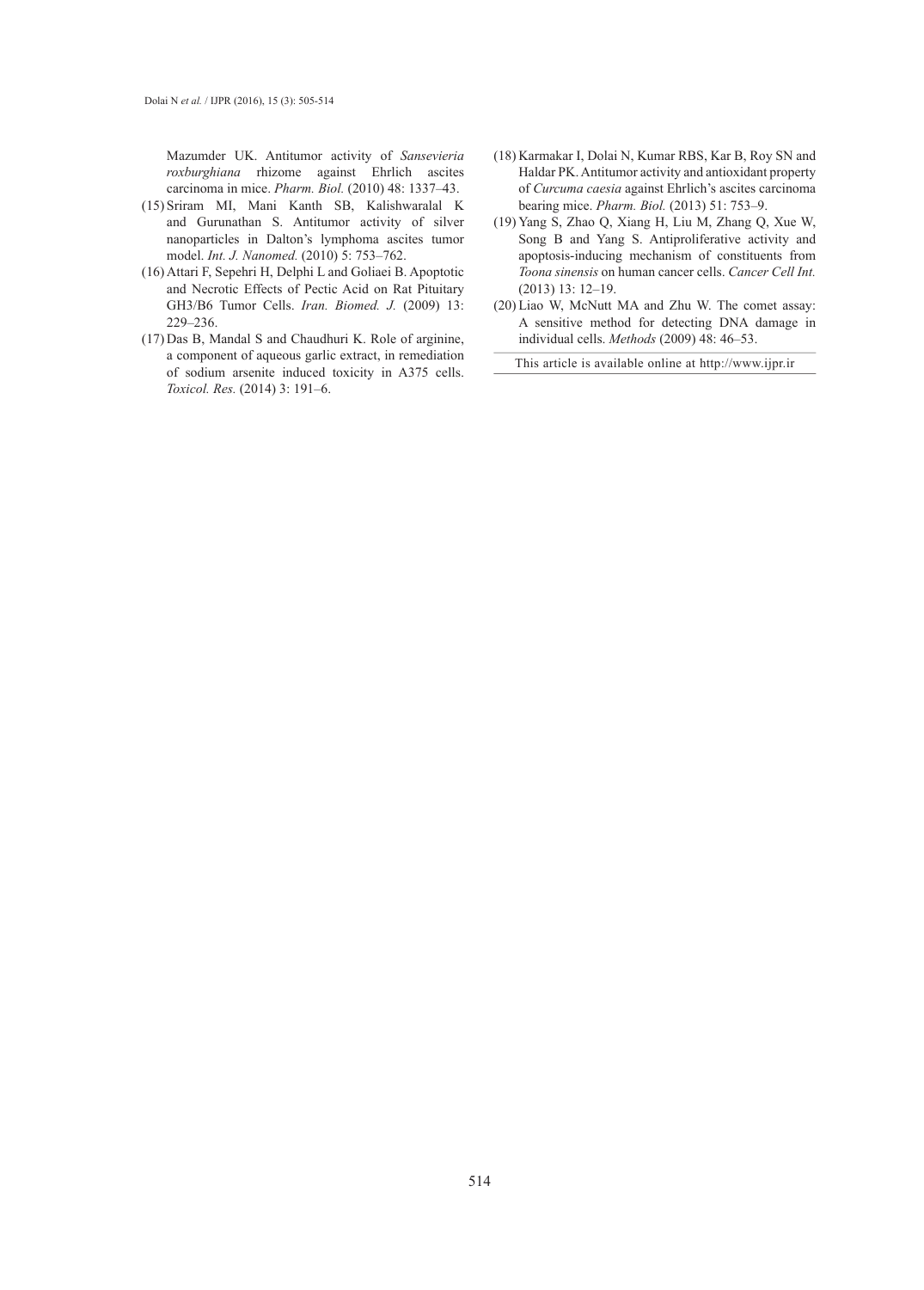Mazumder UK. Antitumor activity of *Sansevieria roxburghiana* rhizome against Ehrlich ascites carcinoma in mice. *Pharm. Biol.* (2010) 48: 1337–43.

(15) Sriram MI, Mani Kanth SB, Kalishwaralal K and Gurunathan S. Antitumor activity of silver nanoparticles in Dalton's lymphoma ascites tumor model. *Int. J. Nanomed.* (2010) 5: 753–762.

(16) Attari F, Sepehri H, Delphi L and Goliaei B. Apoptotic and Necrotic Effects of Pectic Acid on Rat Pituitary GH3/B6 Tumor Cells. *Iran. Biomed. J.* (2009) 13: 229–236.

(17) Das B, Mandal S and Chaudhuri K. Role of arginine, a component of aqueous garlic extract, in remediation of sodium arsenite induced toxicity in A375 cells. *Toxicol. Res.* (2014) 3: 191–6.

(18) Karmakar I, Dolai N, Kumar RBS, Kar B, Roy SN and Haldar PK. Antitumor activity and antioxidant property of *Curcuma caesia* against Ehrlich's ascites carcinoma bearing mice. *Pharm. Biol.* (2013) 51: 753–9.

(19) Yang S, Zhao Q, Xiang H, Liu M, Zhang Q, Xue W, Song B and Yang S. Antiproliferative activity and apoptosis-inducing mechanism of constituents from *Toona sinensis* on human cancer cells. *Cancer Cell Int.* (2013) 13: 12–19.

(20) Liao W, McNutt MA and Zhu W. The comet assay: A sensitive method for detecting DNA damage in individual cells. *Methods* (2009) 48: 46–53.

This article is available online at http://www.ijpr.ir